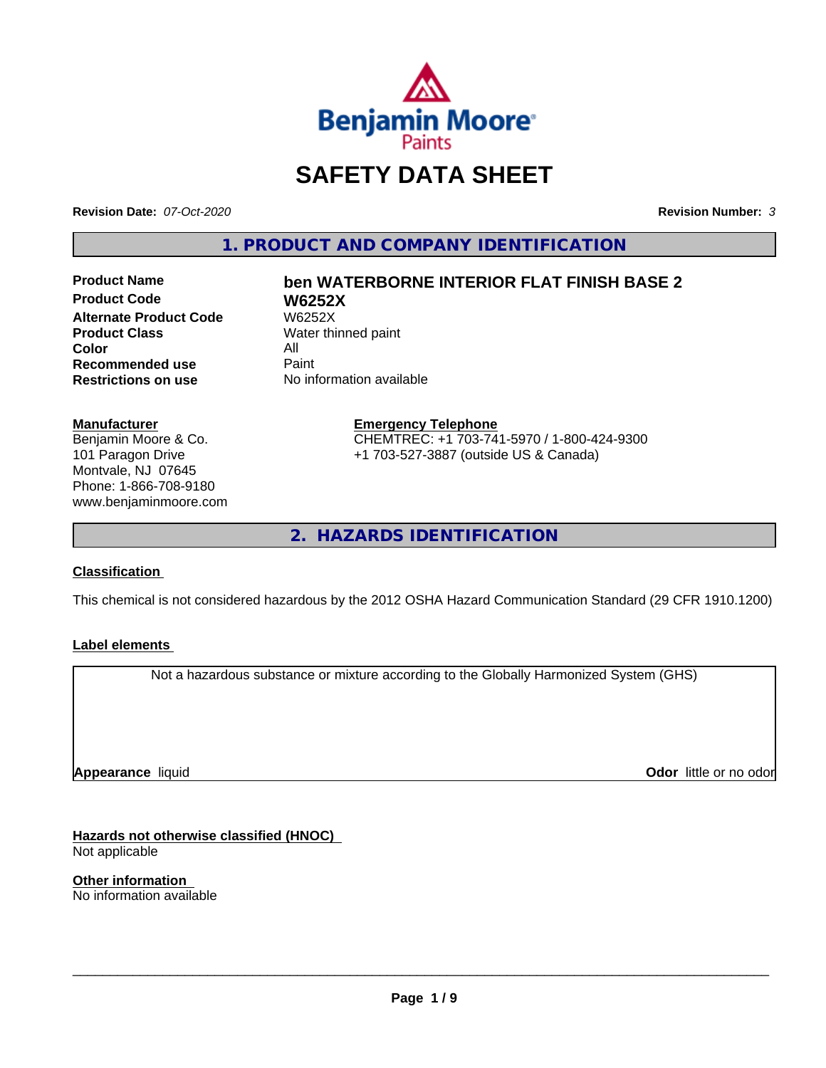# SAFETY DATA SHEET

**Revision Date:** *07-Oct-2020* **Revision Number:** *3*

## 1. PRODUCT AND COMPANY IDENTIFICATION

| | |
|---|---|
| **Product Name** | **ben WATERBORNE INTERIOR FLAT FINISH BASE 2** |
| **Product Code** | **W6252X** |
| **Alternate Product Code** | W6252X |
| **Product Class** | Water thinned paint |
| **Color** | All |
| **Recommended use** | Paint |
| **Restrictions on use** | No information available |

**Manufacturer**
Benjamin Moore & Co.
101 Paragon Drive
Montvale, NJ 07645
Phone: 1-866-708-9180
www.benjaminmoore.com

**Emergency Telephone**
CHEMTREC: +1 703-741-5970 / 1-800-424-9300
+1 703-527-3887 (outside US & Canada)

## 2. HAZARDS IDENTIFICATION

**Classification**

This chemical is not considered hazardous by the 2012 OSHA Hazard Communication Standard (29 CFR 1910.1200)

**Label elements**

Not a hazardous substance or mixture according to the Globally Harmonized System (GHS)

**Appearance** liquid **Odor** little or no odor

**Hazards not otherwise classified (HNOC)**
Not applicable

**Other information**
No information available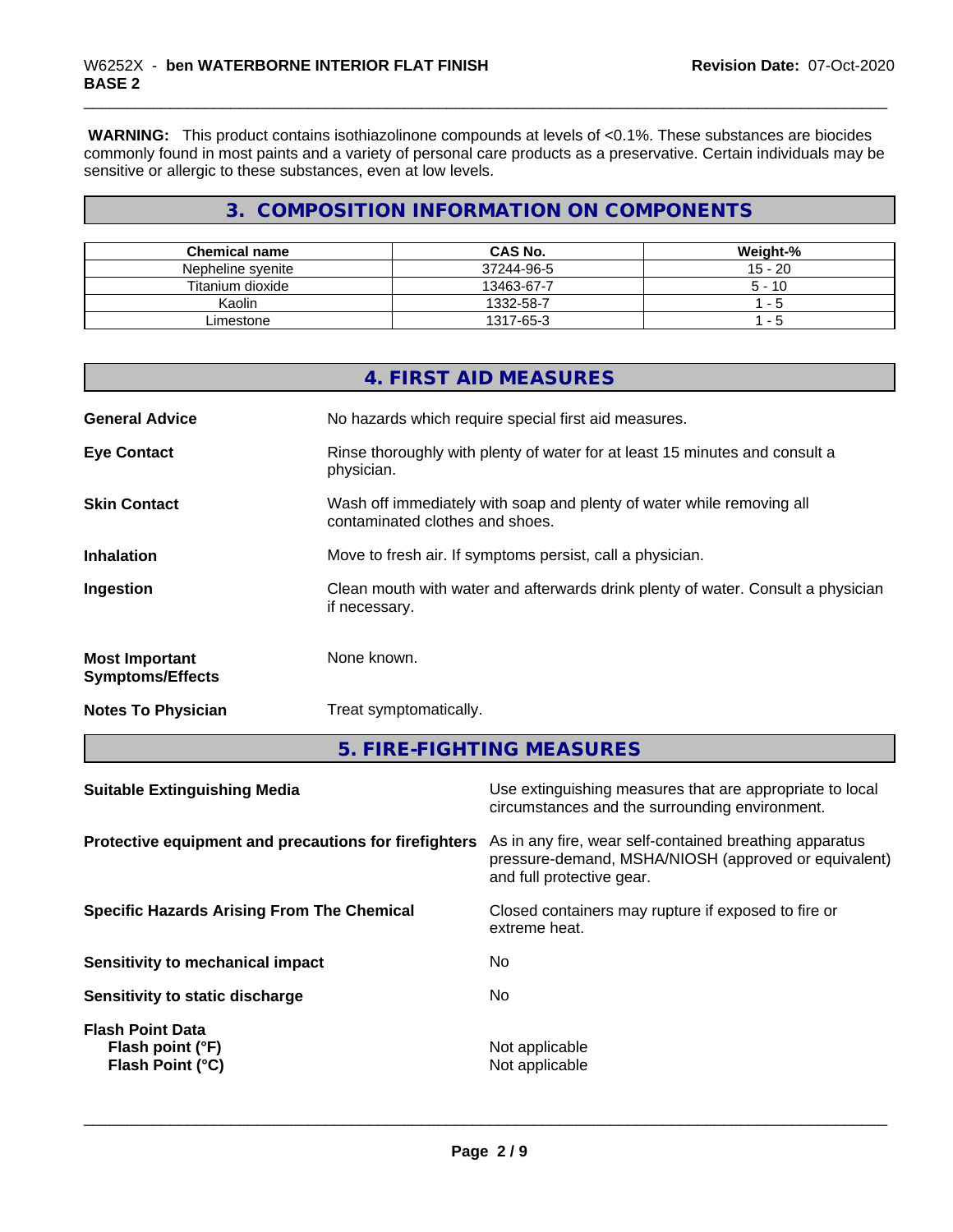**WARNING:** This product contains isothiazolinone compounds at levels of <0.1%. These substances are biocides commonly found in most paints and a variety of personal care products as a preservative. Certain individuals may be sensitive or allergic to these substances, even at low levels.

## 3. COMPOSITION INFORMATION ON COMPONENTS

| Chemical name | CAS No. | Weight-% |
| --- | --- | --- |
| Nepheline syenite | 37244-96-5 | 15 - 20 |
| Titanium dioxide | 13463-67-7 | 5 - 10 |
| Kaolin | 1332-58-7 | 1 - 5 |
| Limestone | 1317-65-3 | 1 - 5 |

## 4. FIRST AID MEASURES

**General Advice**
No hazards which require special first aid measures.

**Eye Contact**
Rinse thoroughly with plenty of water for at least 15 minutes and consult a physician.

**Skin Contact**
Wash off immediately with soap and plenty of water while removing all contaminated clothes and shoes.

**Inhalation**
Move to fresh air. If symptoms persist, call a physician.

**Ingestion**
Clean mouth with water and afterwards drink plenty of water. Consult a physician if necessary.

**Most Important Symptoms/Effects**
None known.

**Notes To Physician**
Treat symptomatically.

## 5. FIRE-FIGHTING MEASURES

**Suitable Extinguishing Media**
Use extinguishing measures that are appropriate to local circumstances and the surrounding environment.

**Protective equipment and precautions for firefighters**
As in any fire, wear self-contained breathing apparatus pressure-demand, MSHA/NIOSH (approved or equivalent) and full protective gear.

**Specific Hazards Arising From The Chemical**
Closed containers may rupture if exposed to fire or extreme heat.

**Sensitivity to mechanical impact**
No

**Sensitivity to static discharge**
No

**Flash Point Data**
**Flash point (°F)** Not applicable
**Flash Point (°C)** Not applicable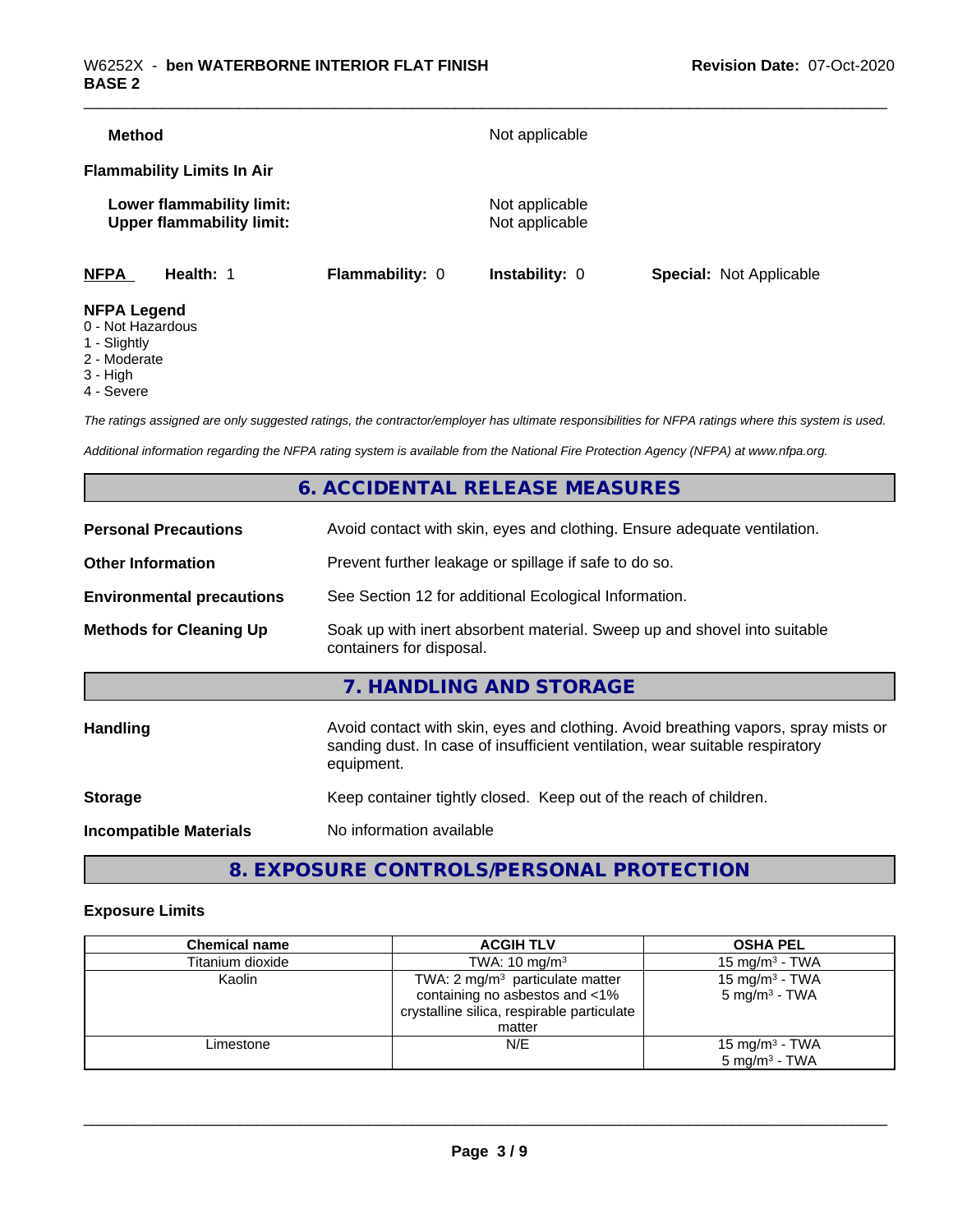**Method** Not applicable

**Flammability Limits In Air**

**Lower flammability limit:** Not applicable
**Upper flammability limit:** Not applicable

| **NFPA** | **Health:** 1 | **Flammability:** 0 | **Instability:** 0 | **Special:** Not Applicable |
|---|---|---|---|---|

**NFPA Legend**
0 - Not Hazardous
1 - Slightly
2 - Moderate
3 - High
4 - Severe

*The ratings assigned are only suggested ratings, the contractor/employer has ultimate responsibilities for NFPA ratings where this system is used.*

*Additional information regarding the NFPA rating system is available from the National Fire Protection Agency (NFPA) at www.nfpa.org.*

## 6. ACCIDENTAL RELEASE MEASURES

**Personal Precautions** Avoid contact with skin, eyes and clothing. Ensure adequate ventilation.

**Other Information** Prevent further leakage or spillage if safe to do so.

**Environmental precautions** See Section 12 for additional Ecological Information.

**Methods for Cleaning Up** Soak up with inert absorbent material. Sweep up and shovel into suitable containers for disposal.

## 7. HANDLING AND STORAGE

**Handling** Avoid contact with skin, eyes and clothing. Avoid breathing vapors, spray mists or sanding dust. In case of insufficient ventilation, wear suitable respiratory equipment.

**Storage** Keep container tightly closed. Keep out of the reach of children.

**Incompatible Materials** No information available

## 8. EXPOSURE CONTROLS/PERSONAL PROTECTION

### Exposure Limits

| Chemical name | ACGIH TLV | OSHA PEL |
|---|---|---|
| Titanium dioxide | TWA: 10 mg/m³ | 15 mg/m³ - TWA |
| Kaolin | TWA: 2 mg/m³ particulate matter containing no asbestos and <1% crystalline silica, respirable particulate matter | 15 mg/m³ - TWA<br>5 mg/m³ - TWA |
| Limestone | N/E | 15 mg/m³ - TWA<br>5 mg/m³ - TWA |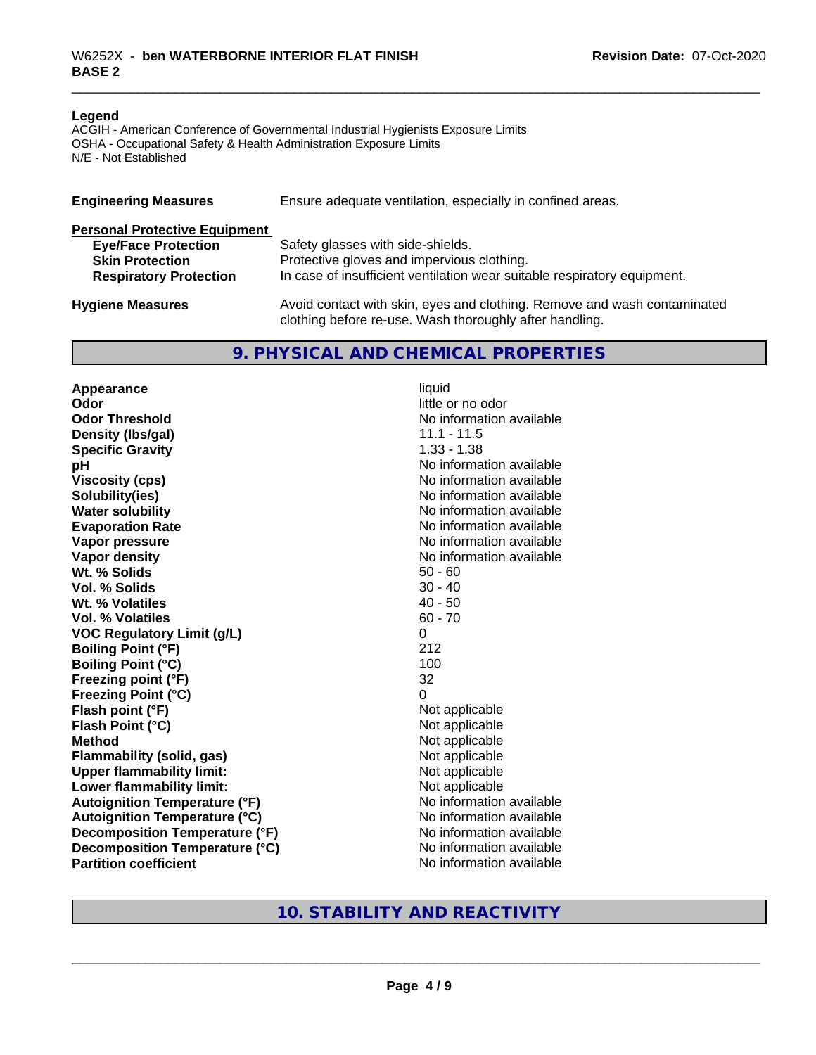**Legend**

ACGIH - American Conference of Governmental Industrial Hygienists Exposure Limits
OSHA - Occupational Safety & Health Administration Exposure Limits
N/E - Not Established

**Engineering Measures** Ensure adequate ventilation, especially in confined areas.

**Personal Protective Equipment**

| | |
|---|---|
| **Eye/Face Protection** | Safety glasses with side-shields. |
| **Skin Protection** | Protective gloves and impervious clothing. |
| **Respiratory Protection** | In case of insufficient ventilation wear suitable respiratory equipment. |

**Hygiene Measures** Avoid contact with skin, eyes and clothing. Remove and wash contaminated clothing before re-use. Wash thoroughly after handling.

## 9. PHYSICAL AND CHEMICAL PROPERTIES

| | |
|---|---|
| **Appearance** | liquid |
| **Odor** | little or no odor |
| **Odor Threshold** | No information available |
| **Density (lbs/gal)** | 11.1 - 11.5 |
| **Specific Gravity** | 1.33 - 1.38 |
| **pH** | No information available |
| **Viscosity (cps)** | No information available |
| **Solubility(ies)** | No information available |
| **Water solubility** | No information available |
| **Evaporation Rate** | No information available |
| **Vapor pressure** | No information available |
| **Vapor density** | No information available |
| **Wt. % Solids** | 50 - 60 |
| **Vol. % Solids** | 30 - 40 |
| **Wt. % Volatiles** | 40 - 50 |
| **Vol. % Volatiles** | 60 - 70 |
| **VOC Regulatory Limit (g/L)** | 0 |
| **Boiling Point (°F)** | 212 |
| **Boiling Point (°C)** | 100 |
| **Freezing point (°F)** | 32 |
| **Freezing Point (°C)** | 0 |
| **Flash point (°F)** | Not applicable |
| **Flash Point (°C)** | Not applicable |
| **Method** | Not applicable |
| **Flammability (solid, gas)** | Not applicable |
| **Upper flammability limit:** | Not applicable |
| **Lower flammability limit:** | Not applicable |
| **Autoignition Temperature (°F)** | No information available |
| **Autoignition Temperature (°C)** | No information available |
| **Decomposition Temperature (°F)** | No information available |
| **Decomposition Temperature (°C)** | No information available |
| **Partition coefficient** | No information available |

## 10. STABILITY AND REACTIVITY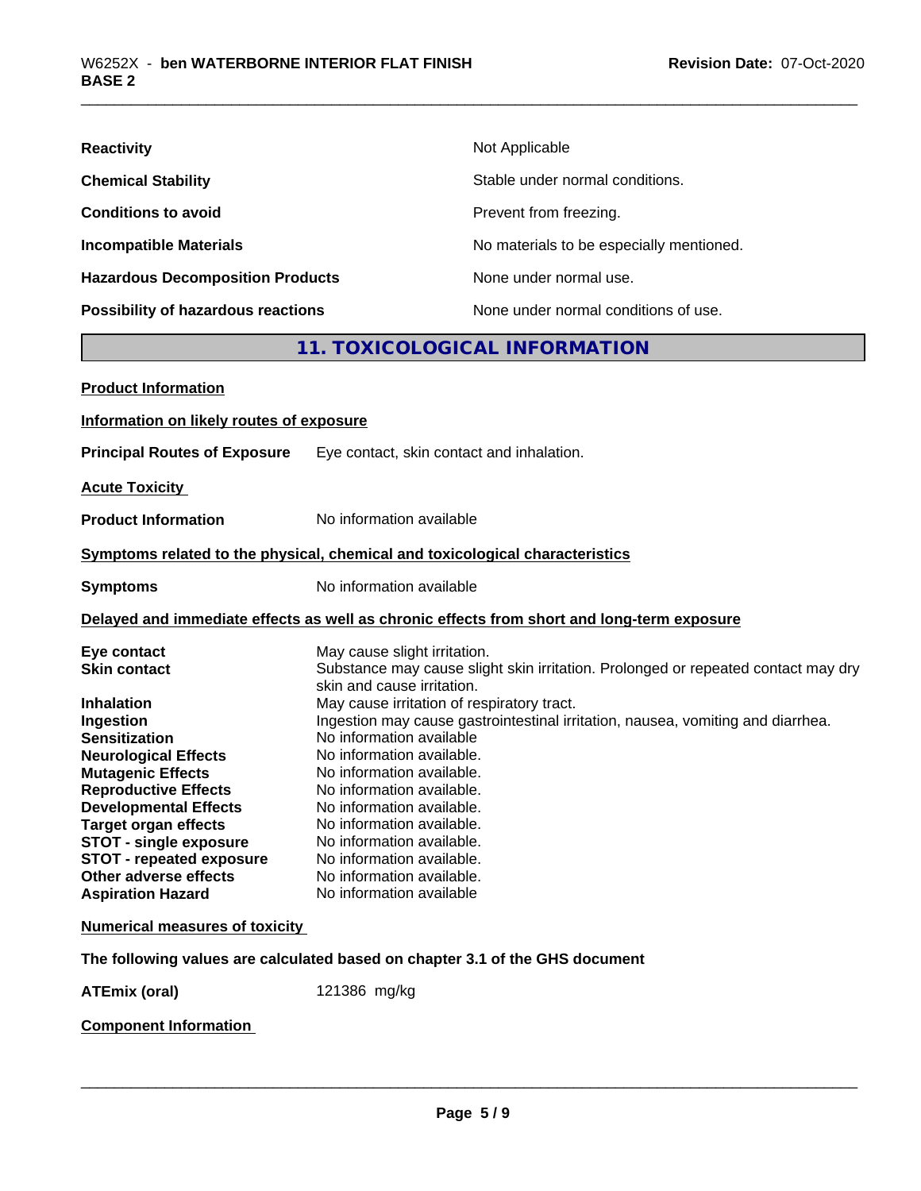| | |
|---|---|
| **Reactivity** | Not Applicable |
| **Chemical Stability** | Stable under normal conditions. |
| **Conditions to avoid** | Prevent from freezing. |
| **Incompatible Materials** | No materials to be especially mentioned. |
| **Hazardous Decomposition Products** | None under normal use. |
| **Possibility of hazardous reactions** | None under normal conditions of use. |

## 11. TOXICOLOGICAL INFORMATION

**Product Information**

**Information on likely routes of exposure**

**Principal Routes of Exposure** Eye contact, skin contact and inhalation.

**Acute Toxicity**

**Product Information** No information available

**Symptoms related to the physical, chemical and toxicological characteristics**

**Symptoms** No information available

**Delayed and immediate effects as well as chronic effects from short and long-term exposure**

| | |
|---|---|
| **Eye contact** | May cause slight irritation. |
| **Skin contact** | Substance may cause slight skin irritation. Prolonged or repeated contact may dry skin and cause irritation. |
| **Inhalation** | May cause irritation of respiratory tract. |
| **Ingestion** | Ingestion may cause gastrointestinal irritation, nausea, vomiting and diarrhea. |
| **Sensitization** | No information available |
| **Neurological Effects** | No information available. |
| **Mutagenic Effects** | No information available. |
| **Reproductive Effects** | No information available. |
| **Developmental Effects** | No information available. |
| **Target organ effects** | No information available. |
| **STOT - single exposure** | No information available. |
| **STOT - repeated exposure** | No information available. |
| **Other adverse effects** | No information available. |
| **Aspiration Hazard** | No information available |

**Numerical measures of toxicity**

**The following values are calculated based on chapter 3.1 of the GHS document**

**ATEmix (oral)** 121386 mg/kg

**Component Information**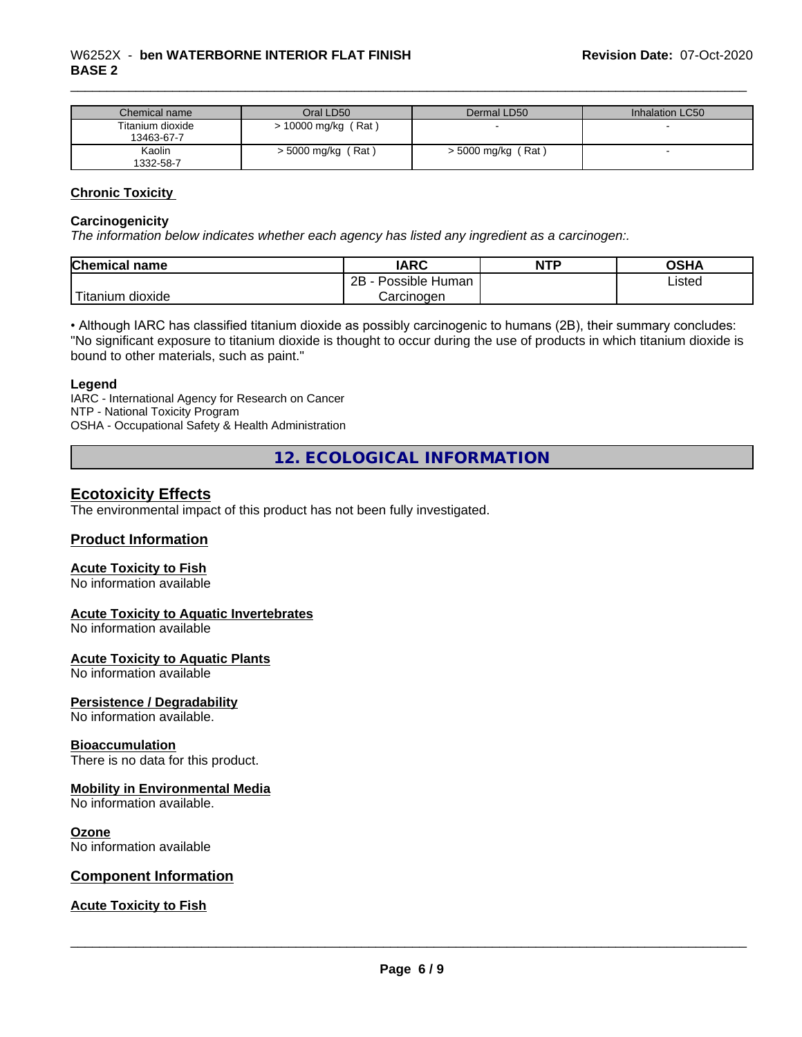| Chemical name | Oral LD50 | Dermal LD50 | Inhalation LC50 |
|---|---|---|---|
| Titanium dioxide 13463-67-7 | > 10000 mg/kg ( Rat ) | - | - |
| Kaolin 1332-58-7 | > 5000 mg/kg ( Rat ) | > 5000 mg/kg ( Rat ) | - |

### Chronic Toxicity

**Carcinogenicity**

*The information below indicates whether each agency has listed any ingredient as a carcinogen:.*

| Chemical name | IARC | NTP | OSHA |
|---|---|---|---|
| Titanium dioxide | 2B - Possible Human Carcinogen | | Listed |

• Although IARC has classified titanium dioxide as possibly carcinogenic to humans (2B), their summary concludes: "No significant exposure to titanium dioxide is thought to occur during the use of products in which titanium dioxide is bound to other materials, such as paint."

**Legend**

IARC - International Agency for Research on Cancer
NTP - National Toxicity Program
OSHA - Occupational Safety & Health Administration

## 12. ECOLOGICAL INFORMATION

### Ecotoxicity Effects

The environmental impact of this product has not been fully investigated.

### Product Information

**Acute Toxicity to Fish**
No information available

**Acute Toxicity to Aquatic Invertebrates**
No information available

**Acute Toxicity to Aquatic Plants**
No information available

**Persistence / Degradability**
No information available.

**Bioaccumulation**
There is no data for this product.

**Mobility in Environmental Media**
No information available.

**Ozone**
No information available

### Component Information

**Acute Toxicity to Fish**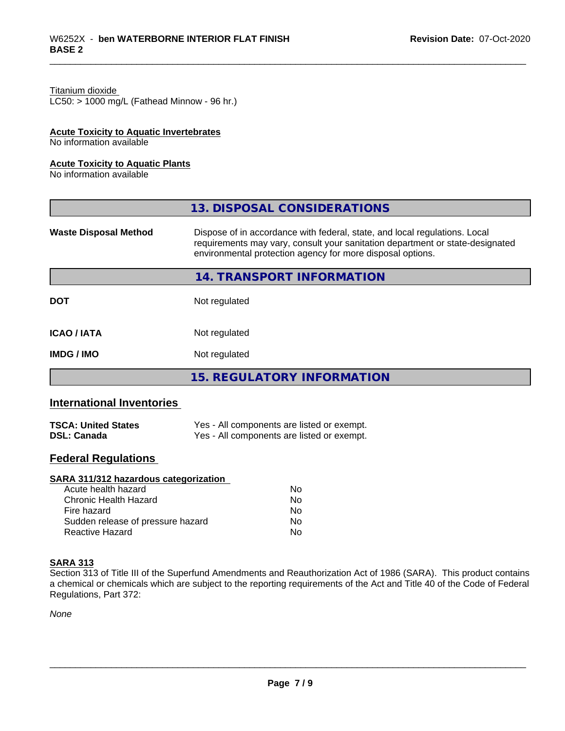Titanium dioxide
LC50: > 1000 mg/L (Fathead Minnow - 96 hr.)

**Acute Toxicity to Aquatic Invertebrates**
No information available

**Acute Toxicity to Aquatic Plants**
No information available

## 13. DISPOSAL CONSIDERATIONS

| | |
|---|---|
| **Waste Disposal Method** | Dispose of in accordance with federal, state, and local regulations. Local requirements may vary, consult your sanitation department or state-designated environmental protection agency for more disposal options. |

## 14. TRANSPORT INFORMATION

| | |
|---|---|
| **DOT** | Not regulated |
| **ICAO / IATA** | Not regulated |
| **IMDG / IMO** | Not regulated |

## 15. REGULATORY INFORMATION

### International Inventories

| | |
|---|---|
| **TSCA: United States** | Yes - All components are listed or exempt. |
| **DSL: Canada** | Yes - All components are listed or exempt. |

### Federal Regulations

**SARA 311/312 hazardous categorization**

| | |
|---|---|
| Acute health hazard | No |
| Chronic Health Hazard | No |
| Fire hazard | No |
| Sudden release of pressure hazard | No |
| Reactive Hazard | No |

**SARA 313**
Section 313 of Title III of the Superfund Amendments and Reauthorization Act of 1986 (SARA). This product contains a chemical or chemicals which are subject to the reporting requirements of the Act and Title 40 of the Code of Federal Regulations, Part 372:

*None*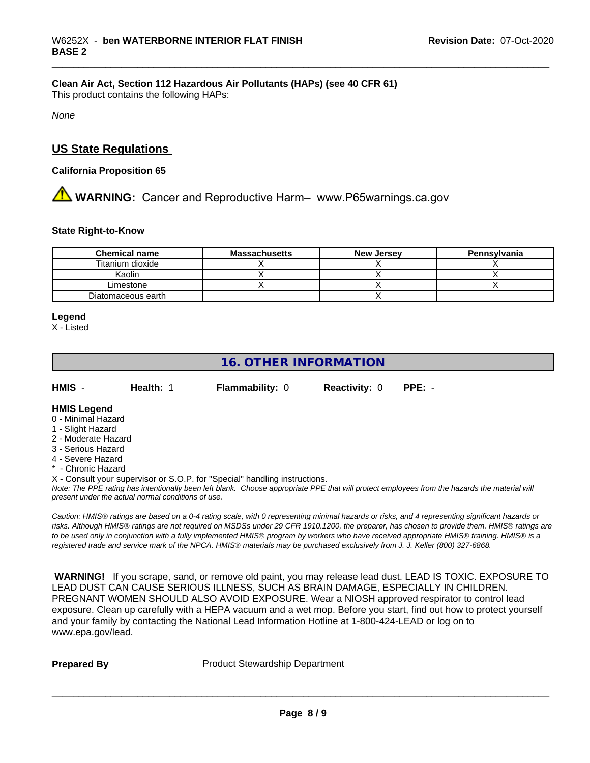**Clean Air Act, Section 112 Hazardous Air Pollutants (HAPs) (see 40 CFR 61)**
This product contains the following HAPs:

*None*

## US State Regulations

**California Proposition 65**

⚠ **WARNING:** Cancer and Reproductive Harm– www.P65warnings.ca.gov

**State Right-to-Know**

| Chemical name | Massachusetts | New Jersey | Pennsylvania |
|---|---|---|---|
| Titanium dioxide | X | X | X |
| Kaolin | X | X | X |
| Limestone | X | X | X |
| Diatomaceous earth | | X | |

**Legend**
X - Listed

## 16. OTHER INFORMATION

**HMIS** - **Health:** 1 **Flammability:** 0 **Reactivity:** 0 **PPE:** -

**HMIS Legend**
0 - Minimal Hazard
1 - Slight Hazard
2 - Moderate Hazard
3 - Serious Hazard
4 - Severe Hazard
* - Chronic Hazard
X - Consult your supervisor or S.O.P. for "Special" handling instructions.

*Note: The PPE rating has intentionally been left blank. Choose appropriate PPE that will protect employees from the hazards the material will present under the actual normal conditions of use.*

*Caution: HMIS® ratings are based on a 0-4 rating scale, with 0 representing minimal hazards or risks, and 4 representing significant hazards or risks. Although HMIS® ratings are not required on MSDSs under 29 CFR 1910.1200, the preparer, has chosen to provide them. HMIS® ratings are to be used only in conjunction with a fully implemented HMIS® program by workers who have received appropriate HMIS® training. HMIS® is a registered trade and service mark of the NPCA. HMIS® materials may be purchased exclusively from J. J. Keller (800) 327-6868.*

**WARNING!** If you scrape, sand, or remove old paint, you may release lead dust. LEAD IS TOXIC. EXPOSURE TO LEAD DUST CAN CAUSE SERIOUS ILLNESS, SUCH AS BRAIN DAMAGE, ESPECIALLY IN CHILDREN. PREGNANT WOMEN SHOULD ALSO AVOID EXPOSURE. Wear a NIOSH approved respirator to control lead exposure. Clean up carefully with a HEPA vacuum and a wet mop. Before you start, find out how to protect yourself and your family by contacting the National Lead Information Hotline at 1-800-424-LEAD or log on to www.epa.gov/lead.

**Prepared By** Product Stewardship Department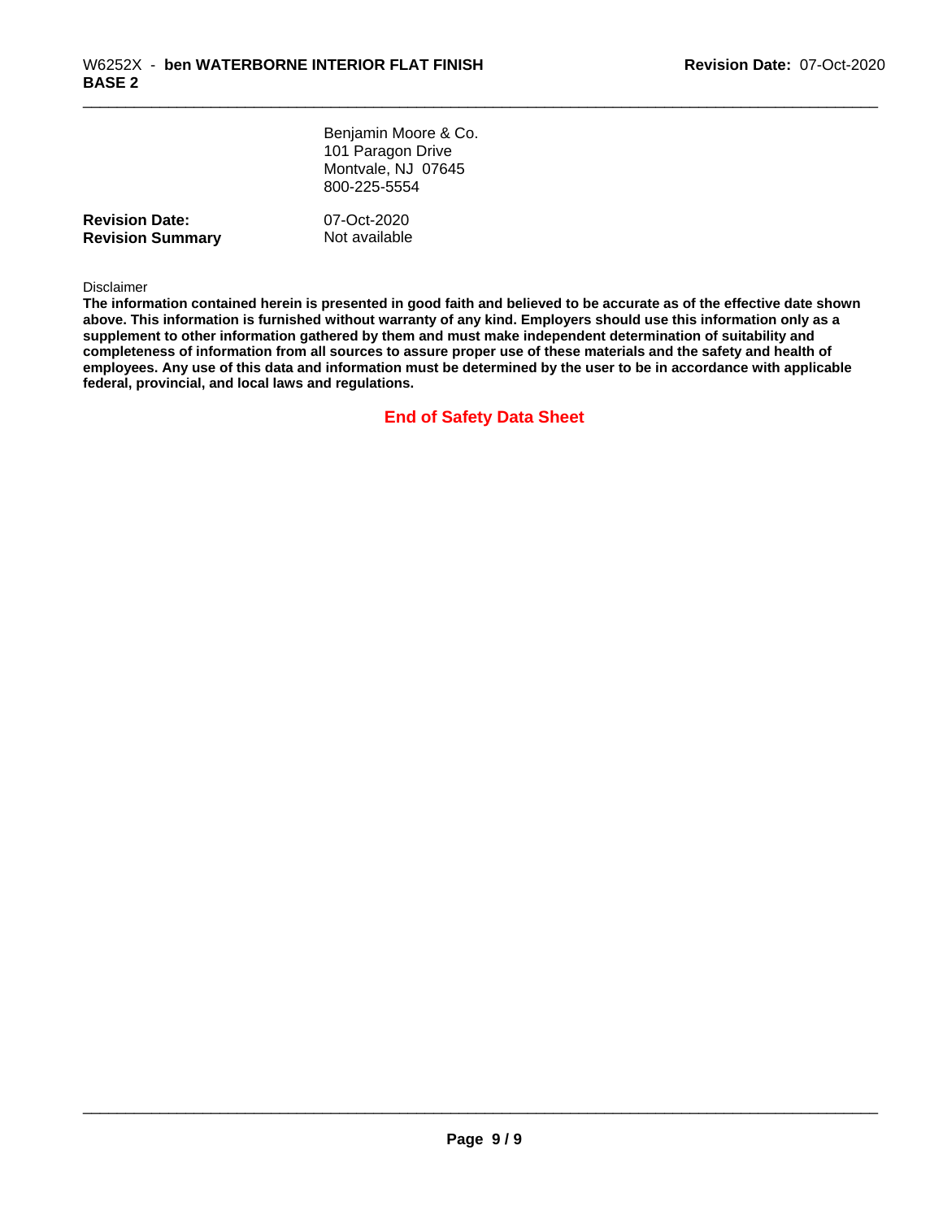Benjamin Moore & Co.
101 Paragon Drive
Montvale, NJ 07645
800-225-5554

| | |
|---|---|
| **Revision Date:** | 07-Oct-2020 |
| **Revision Summary** | Not available |

Disclaimer

**The information contained herein is presented in good faith and believed to be accurate as of the effective date shown above. This information is furnished without warranty of any kind. Employers should use this information only as a supplement to other information gathered by them and must make independent determination of suitability and completeness of information from all sources to assure proper use of these materials and the safety and health of employees. Any use of this data and information must be determined by the user to be in accordance with applicable federal, provincial, and local laws and regulations.**

**End of Safety Data Sheet**